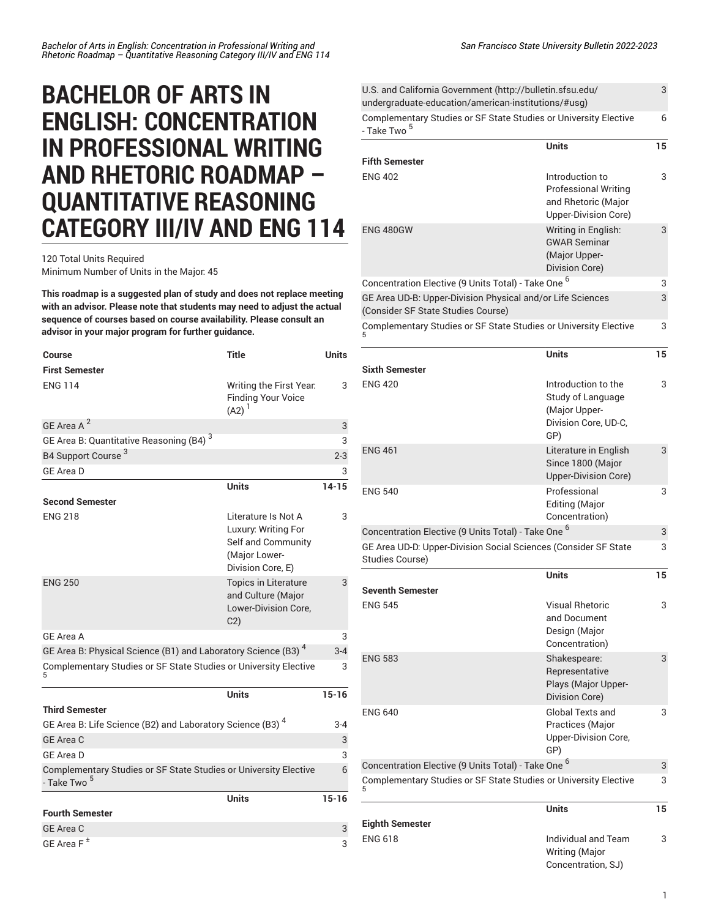# BACHELOR OF ARTS IN ENGLISH: CONCENTRATION IN PROFESSIONAL WRITING AND RHETORIC ROADMAP – QUANTITATIVE REASONING CATEGORY III/IV AND ENG 114

120 Total Units Required
Minimum Number of Units in the Major: 45

**This roadmap is a suggested plan of study and does not replace meeting with an advisor. Please note that students may need to adjust the actual sequence of courses based on course availability. Please consult an advisor in your major program for further guidance.**

| Course | Title | Units |
|---|---|---|
| **First Semester** | | |
| ENG 114 | Writing the First Year: Finding Your Voice (A2) [1] | 3 |
| GE Area A [2] | | 3 |
| GE Area B: Quantitative Reasoning (B4) [3] | | 3 |
| B4 Support Course [3] | | 2-3 |
| GE Area D | | 3 |
| | **Units** | **14-15** |
| **Second Semester** | | |
| ENG 218 | Literature Is Not A Luxury: Writing For Self and Community (Major Lower-Division Core, E) | 3 |
| ENG 250 | Topics in Literature and Culture (Major Lower-Division Core, C2) | 3 |
| GE Area A | | 3 |
| GE Area B: Physical Science (B1) and Laboratory Science (B3) [4] | | 3-4 |
| Complementary Studies or SF State Studies or University Elective [5] | | 3 |
| | **Units** | **15-16** |
| **Third Semester** | | |
| GE Area B: Life Science (B2) and Laboratory Science (B3) [4] | | 3-4 |
| GE Area C | | 3 |
| GE Area D | | 3 |
| Complementary Studies or SF State Studies or University Elective - Take Two [5] | | 6 |
| | **Units** | **15-16** |
| **Fourth Semester** | | |
| GE Area C | | 3 |
| GE Area F [±] | | 3 |
| U.S. and California Government (http://bulletin.sfsu.edu/undergraduate-education/american-institutions/#usg) | | 3 |
| Complementary Studies or SF State Studies or University Elective - Take Two [5] | | 6 |
| | **Units** | **15** |
| **Fifth Semester** | | |
| ENG 402 | Introduction to Professional Writing and Rhetoric (Major Upper-Division Core) | 3 |
| ENG 480GW | Writing in English: GWAR Seminar (Major Upper-Division Core) | 3 |
| Concentration Elective (9 Units Total) - Take One [6] | | 3 |
| GE Area UD-B: Upper-Division Physical and/or Life Sciences (Consider SF State Studies Course) | | 3 |
| Complementary Studies or SF State Studies or University Elective [5] | | 3 |
| | **Units** | **15** |
| **Sixth Semester** | | |
| ENG 420 | Introduction to the Study of Language (Major Upper-Division Core, UD-C, GP) | 3 |
| ENG 461 | Literature in English Since 1800 (Major Upper-Division Core) | 3 |
| ENG 540 | Professional Editing (Major Concentration) | 3 |
| Concentration Elective (9 Units Total) - Take One [6] | | 3 |
| GE Area UD-D: Upper-Division Social Sciences (Consider SF State Studies Course) | | 3 |
| | **Units** | **15** |
| **Seventh Semester** | | |
| ENG 545 | Visual Rhetoric and Document Design (Major Concentration) | 3 |
| ENG 583 | Shakespeare: Representative Plays (Major Upper-Division Core) | 3 |
| ENG 640 | Global Texts and Practices (Major Upper-Division Core, GP) | 3 |
| Concentration Elective (9 Units Total) - Take One [6] | | 3 |
| Complementary Studies or SF State Studies or University Elective [5] | | 3 |
| | **Units** | **15** |
| **Eighth Semester** | | |
| ENG 618 | Individual and Team Writing (Major Concentration, SJ) | 3 |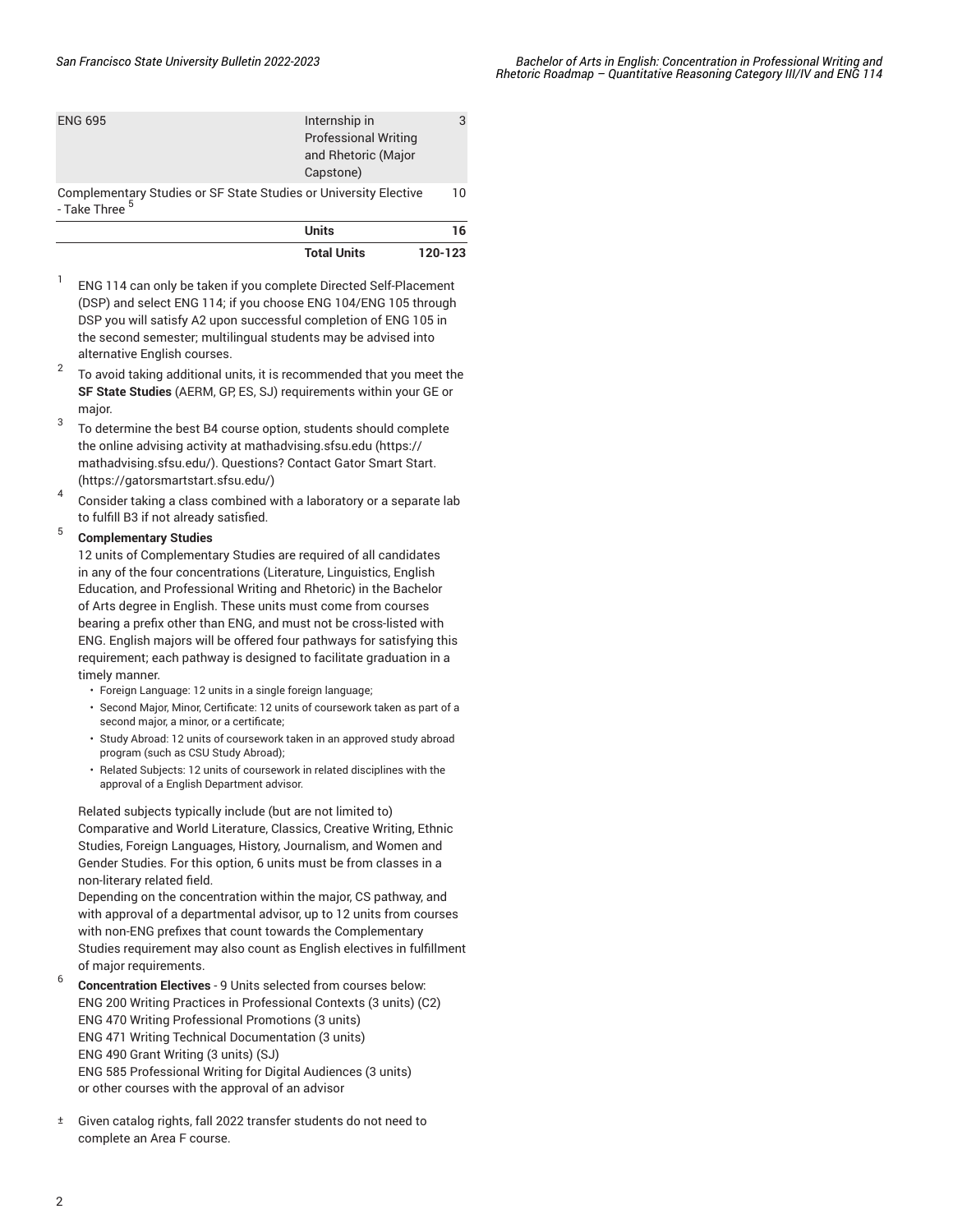| | | |
|---|---|---|
| ENG 695 | Internship in Professional Writing and Rhetoric (Major Capstone) | 3 |
| Complementary Studies or SF State Studies or University Elective - Take Three [5] | | 10 |
| | **Units** | **16** |
| | **Total Units** | **120-123** |

[1] ENG 114 can only be taken if you complete Directed Self-Placement (DSP) and select ENG 114; if you choose ENG 104/ENG 105 through DSP you will satisfy A2 upon successful completion of ENG 105 in the second semester; multilingual students may be advised into alternative English courses.

[2] To avoid taking additional units, it is recommended that you meet the **SF State Studies** (AERM, GP, ES, SJ) requirements within your GE or major.

[3] To determine the best B4 course option, students should complete the online advising activity at mathadvising.sfsu.edu (https://mathadvising.sfsu.edu/). Questions? Contact Gator Smart Start. (https://gatorsmartstart.sfsu.edu/)

[4] Consider taking a class combined with a laboratory or a separate lab to fulfill B3 if not already satisfied.

[5] **Complementary Studies**

12 units of Complementary Studies are required of all candidates in any of the four concentrations (Literature, Linguistics, English Education, and Professional Writing and Rhetoric) in the Bachelor of Arts degree in English. These units must come from courses bearing a prefix other than ENG, and must not be cross-listed with ENG. English majors will be offered four pathways for satisfying this requirement; each pathway is designed to facilitate graduation in a timely manner.

- Foreign Language: 12 units in a single foreign language;
- Second Major, Minor, Certificate: 12 units of coursework taken as part of a second major, a minor, or a certificate;
- Study Abroad: 12 units of coursework taken in an approved study abroad program (such as CSU Study Abroad);
- Related Subjects: 12 units of coursework in related disciplines with the approval of a English Department advisor.

Related subjects typically include (but are not limited to) Comparative and World Literature, Classics, Creative Writing, Ethnic Studies, Foreign Languages, History, Journalism, and Women and Gender Studies. For this option, 6 units must be from classes in a non-literary related field.

Depending on the concentration within the major, CS pathway, and with approval of a departmental advisor, up to 12 units from courses with non-ENG prefixes that count towards the Complementary Studies requirement may also count as English electives in fulfillment of major requirements.

[6] **Concentration Electives** - 9 Units selected from courses below:
ENG 200 Writing Practices in Professional Contexts (3 units) (C2)
ENG 470 Writing Professional Promotions (3 units)
ENG 471 Writing Technical Documentation (3 units)
ENG 490 Grant Writing (3 units) (SJ)
ENG 585 Professional Writing for Digital Audiences (3 units)
or other courses with the approval of an advisor

± Given catalog rights, fall 2022 transfer students do not need to complete an Area F course.